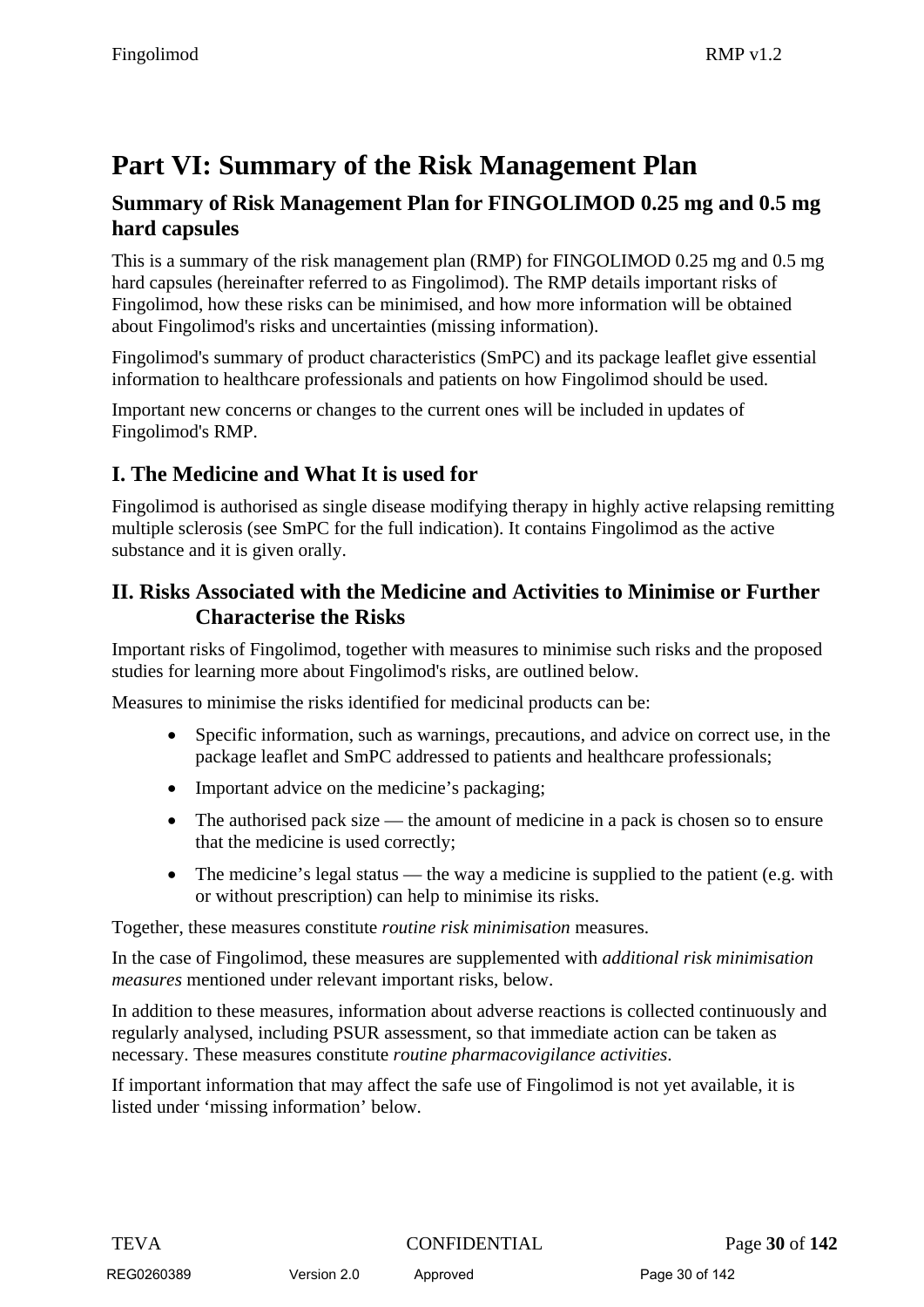# Part VI: Summary of the Risk Management Plan

## Summary of Risk Management Plan for FINGOLIMOD 0.25 mg and 0.5 mg hard capsules

This is a summary of the risk management plan (RMP) for FINGOLIMOD 0.25 mg and 0.5 mg hard capsules (hereinafter referred to as Fingolimod). The RMP details important risks of Fingolimod, how these risks can be minimised, and how more information will be obtained about Fingolimod's risks and uncertainties (missing information).

Fingolimod's summary of product characteristics (SmPC) and its package leaflet give essential information to healthcare professionals and patients on how Fingolimod should be used.

Important new concerns or changes to the current ones will be included in updates of Fingolimod's RMP.

## I. The Medicine and What It is used for

Fingolimod is authorised as single disease modifying therapy in highly active relapsing remitting multiple sclerosis (see SmPC for the full indication). It contains Fingolimod as the active substance and it is given orally.

## II. Risks Associated with the Medicine and Activities to Minimise or Further Characterise the Risks

Important risks of Fingolimod, together with measures to minimise such risks and the proposed studies for learning more about Fingolimod's risks, are outlined below.

Measures to minimise the risks identified for medicinal products can be:

- Specific information, such as warnings, precautions, and advice on correct use, in the package leaflet and SmPC addressed to patients and healthcare professionals;
- Important advice on the medicine's packaging;
- The authorised pack size — the amount of medicine in a pack is chosen so to ensure that the medicine is used correctly;
- The medicine's legal status — the way a medicine is supplied to the patient (e.g. with or without prescription) can help to minimise its risks.

Together, these measures constitute *routine risk minimisation* measures.

In the case of Fingolimod, these measures are supplemented with *additional risk minimisation measures* mentioned under relevant important risks, below.

In addition to these measures, information about adverse reactions is collected continuously and regularly analysed, including PSUR assessment, so that immediate action can be taken as necessary. These measures constitute *routine pharmacovigilance activities*.

If important information that may affect the safe use of Fingolimod is not yet available, it is listed under 'missing information' below.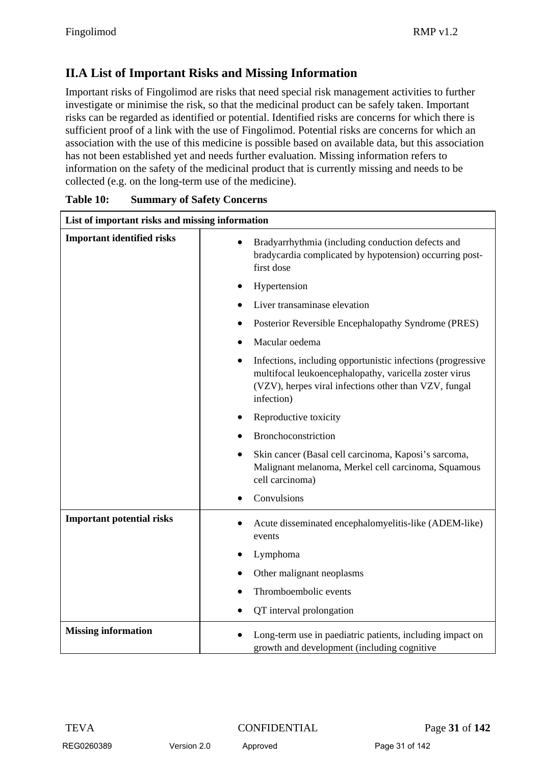## II.A List of Important Risks and Missing Information

Important risks of Fingolimod are risks that need special risk management activities to further investigate or minimise the risk, so that the medicinal product can be safely taken. Important risks can be regarded as identified or potential. Identified risks are concerns for which there is sufficient proof of a link with the use of Fingolimod. Potential risks are concerns for which an association with the use of this medicine is possible based on available data, but this association has not been established yet and needs further evaluation. Missing information refers to information on the safety of the medicinal product that is currently missing and needs to be collected (e.g. on the long-term use of the medicine).

**Table 10: Summary of Safety Concerns**

| **List of important risks and missing information** | |
|---|---|
| **Important identified risks** | • Bradyarrhythmia (including conduction defects and bradycardia complicated by hypotension) occurring post-first dose<br>• Hypertension<br>• Liver transaminase elevation<br>• Posterior Reversible Encephalopathy Syndrome (PRES)<br>• Macular oedema<br>• Infections, including opportunistic infections (progressive multifocal leukoencephalopathy, varicella zoster virus (VZV), herpes viral infections other than VZV, fungal infection)<br>• Reproductive toxicity<br>• Bronchoconstriction<br>• Skin cancer (Basal cell carcinoma, Kaposi's sarcoma, Malignant melanoma, Merkel cell carcinoma, Squamous cell carcinoma)<br>• Convulsions |
| **Important potential risks** | • Acute disseminated encephalomyelitis-like (ADEM-like) events<br>• Lymphoma<br>• Other malignant neoplasms<br>• Thromboembolic events<br>• QT interval prolongation |
| **Missing information** | • Long-term use in paediatric patients, including impact on growth and development (including cognitive |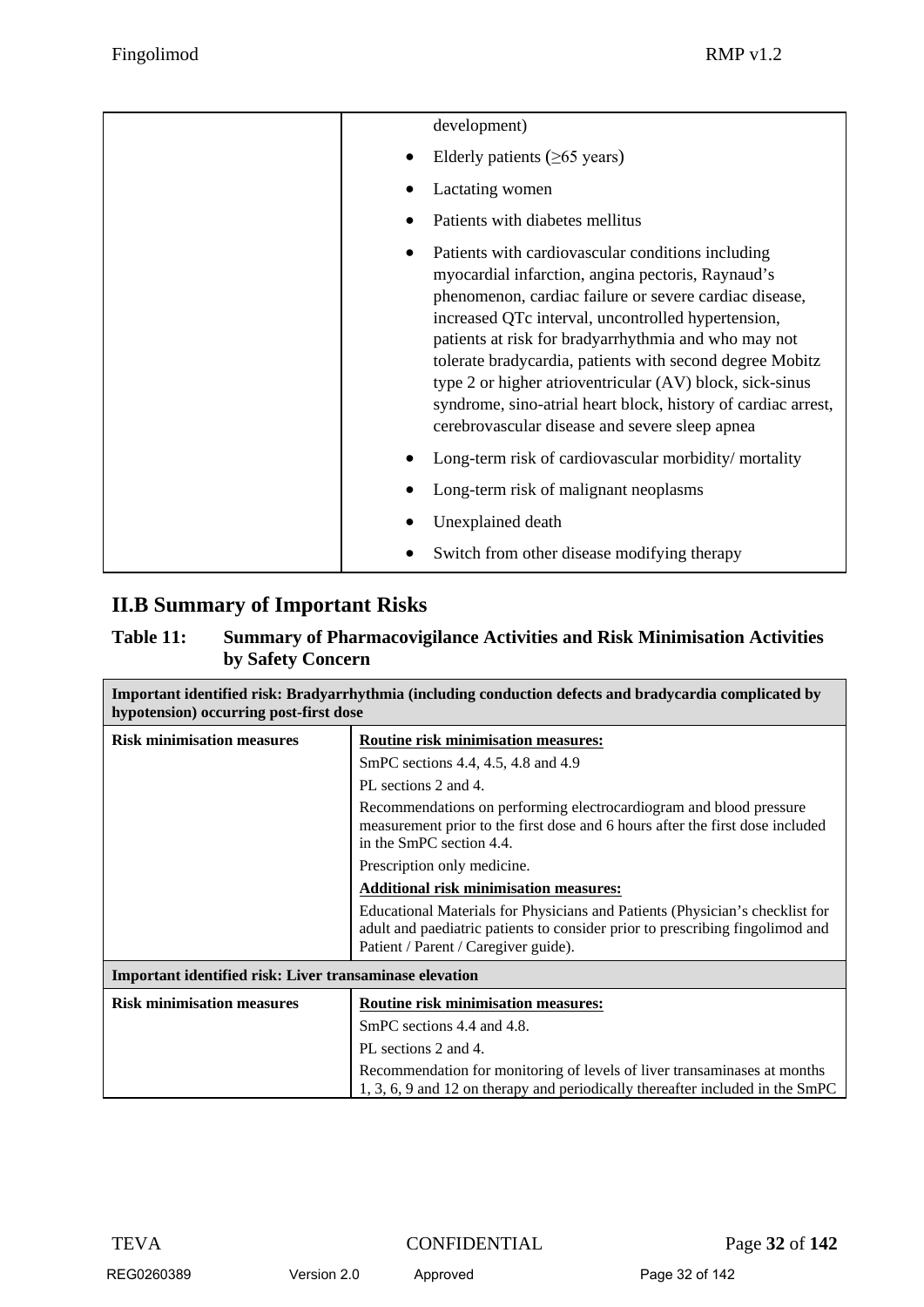| | development)<br>• Elderly patients (≥65 years)<br>• Lactating women<br>• Patients with diabetes mellitus<br>• Patients with cardiovascular conditions including myocardial infarction, angina pectoris, Raynaud's phenomenon, cardiac failure or severe cardiac disease, increased QTc interval, uncontrolled hypertension, patients at risk for bradyarrhythmia and who may not tolerate bradycardia, patients with second degree Mobitz type 2 or higher atrioventricular (AV) block, sick-sinus syndrome, sino-atrial heart block, history of cardiac arrest, cerebrovascular disease and severe sleep apnea<br>• Long-term risk of cardiovascular morbidity/ mortality<br>• Long-term risk of malignant neoplasms<br>• Unexplained death<br>• Switch from other disease modifying therapy |
|---|---|

## II.B Summary of Important Risks

**Table 11: Summary of Pharmacovigilance Activities and Risk Minimisation Activities by Safety Concern**

| **Important identified risk: Bradyarrhythmia (including conduction defects and bradycardia complicated by hypotension) occurring post-first dose** | |
|---|---|
| **Risk minimisation measures** | **Routine risk minimisation measures:**<br>SmPC sections 4.4, 4.5, 4.8 and 4.9<br>PL sections 2 and 4.<br>Recommendations on performing electrocardiogram and blood pressure measurement prior to the first dose and 6 hours after the first dose included in the SmPC section 4.4.<br>Prescription only medicine.<br>**Additional risk minimisation measures:**<br>Educational Materials for Physicians and Patients (Physician's checklist for adult and paediatric patients to consider prior to prescribing fingolimod and Patient / Parent / Caregiver guide). |
| **Important identified risk: Liver transaminase elevation** | |
| **Risk minimisation measures** | **Routine risk minimisation measures:**<br>SmPC sections 4.4 and 4.8.<br>PL sections 2 and 4.<br>Recommendation for monitoring of levels of liver transaminases at months 1, 3, 6, 9 and 12 on therapy and periodically thereafter included in the SmPC |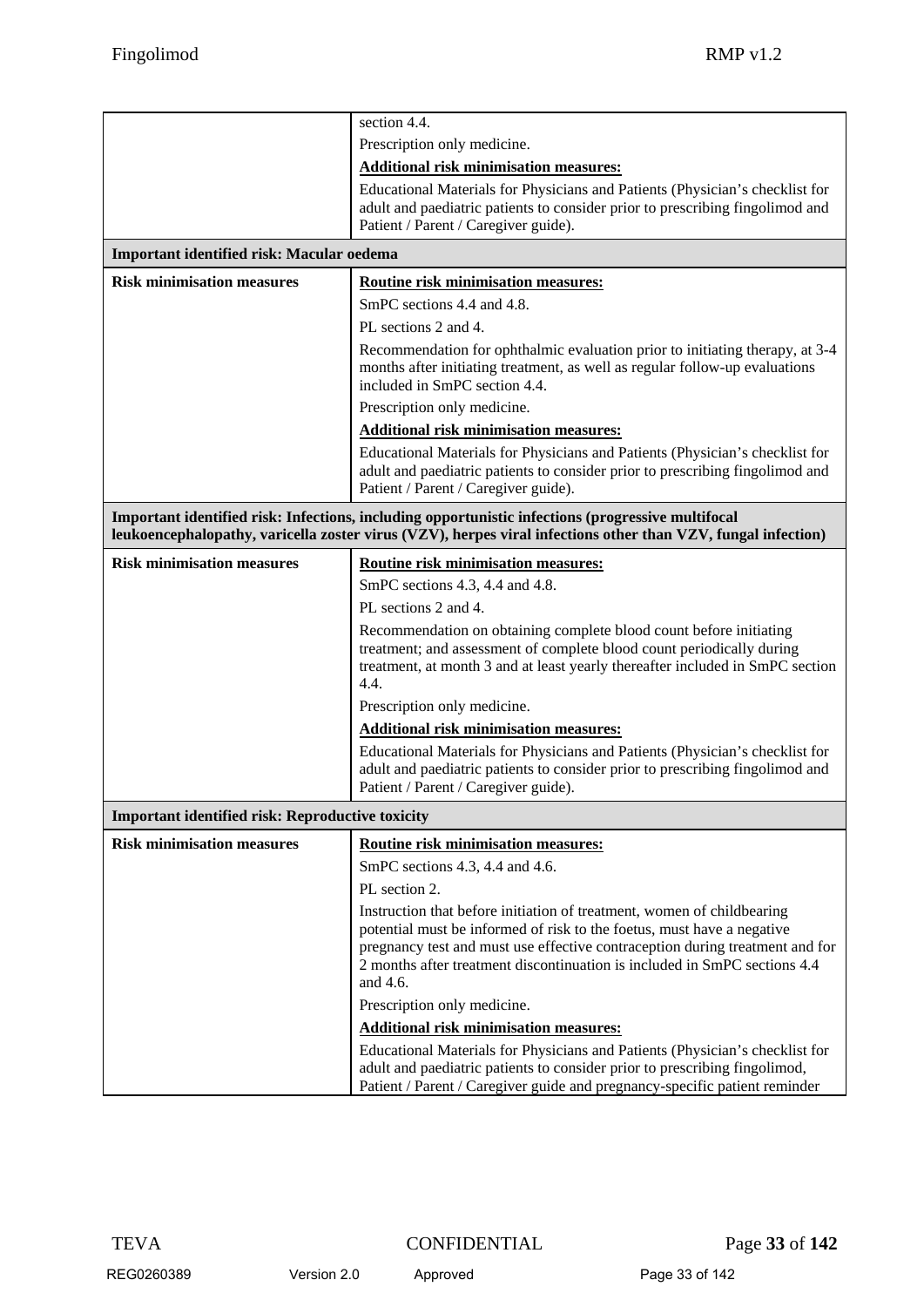| | |
|---|---|
| | section 4.4.<br>Prescription only medicine.<br>**Additional risk minimisation measures:**<br>Educational Materials for Physicians and Patients (Physician's checklist for adult and paediatric patients to consider prior to prescribing fingolimod and Patient / Parent / Caregiver guide). |
| **Important identified risk: Macular oedema** | |
| **Risk minimisation measures** | **Routine risk minimisation measures:**<br>SmPC sections 4.4 and 4.8.<br>PL sections 2 and 4.<br>Recommendation for ophthalmic evaluation prior to initiating therapy, at 3-4 months after initiating treatment, as well as regular follow-up evaluations included in SmPC section 4.4.<br>Prescription only medicine.<br>**Additional risk minimisation measures:**<br>Educational Materials for Physicians and Patients (Physician's checklist for adult and paediatric patients to consider prior to prescribing fingolimod and Patient / Parent / Caregiver guide). |
| **Important identified risk: Infections, including opportunistic infections (progressive multifocal leukoencephalopathy, varicella zoster virus (VZV), herpes viral infections other than VZV, fungal infection)** | |
| **Risk minimisation measures** | **Routine risk minimisation measures:**<br>SmPC sections 4.3, 4.4 and 4.8.<br>PL sections 2 and 4.<br>Recommendation on obtaining complete blood count before initiating treatment; and assessment of complete blood count periodically during treatment, at month 3 and at least yearly thereafter included in SmPC section 4.4.<br>Prescription only medicine.<br>**Additional risk minimisation measures:**<br>Educational Materials for Physicians and Patients (Physician's checklist for adult and paediatric patients to consider prior to prescribing fingolimod and Patient / Parent / Caregiver guide). |
| **Important identified risk: Reproductive toxicity** | |
| **Risk minimisation measures** | **Routine risk minimisation measures:**<br>SmPC sections 4.3, 4.4 and 4.6.<br>PL section 2.<br>Instruction that before initiation of treatment, women of childbearing potential must be informed of risk to the foetus, must have a negative pregnancy test and must use effective contraception during treatment and for 2 months after treatment discontinuation is included in SmPC sections 4.4 and 4.6.<br>Prescription only medicine.<br>**Additional risk minimisation measures:**<br>Educational Materials for Physicians and Patients (Physician's checklist for adult and paediatric patients to consider prior to prescribing fingolimod, Patient / Parent / Caregiver guide and pregnancy-specific patient reminder |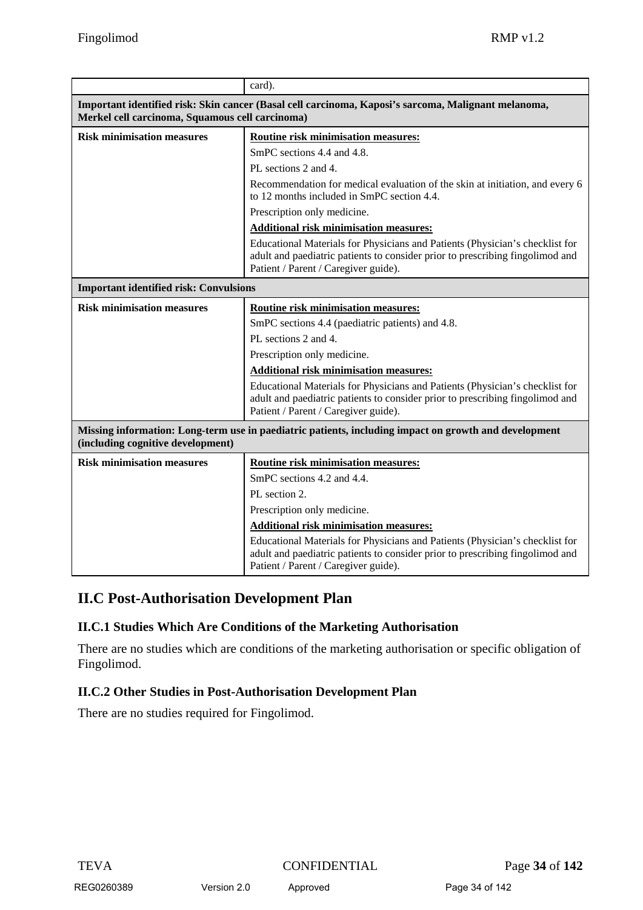| | |
|---|---|
| | card). |
| **Important identified risk: Skin cancer (Basal cell carcinoma, Kaposi's sarcoma, Malignant melanoma, Merkel cell carcinoma, Squamous cell carcinoma)** | |
| **Risk minimisation measures** | **Routine risk minimisation measures:**<br>SmPC sections 4.4 and 4.8.<br>PL sections 2 and 4.<br>Recommendation for medical evaluation of the skin at initiation, and every 6 to 12 months included in SmPC section 4.4.<br>Prescription only medicine.<br>**Additional risk minimisation measures:**<br>Educational Materials for Physicians and Patients (Physician's checklist for adult and paediatric patients to consider prior to prescribing fingolimod and Patient / Parent / Caregiver guide). |
| **Important identified risk: Convulsions** | |
| **Risk minimisation measures** | **Routine risk minimisation measures:**<br>SmPC sections 4.4 (paediatric patients) and 4.8.<br>PL sections 2 and 4.<br>Prescription only medicine.<br>**Additional risk minimisation measures:**<br>Educational Materials for Physicians and Patients (Physician's checklist for adult and paediatric patients to consider prior to prescribing fingolimod and Patient / Parent / Caregiver guide). |
| **Missing information: Long-term use in paediatric patients, including impact on growth and development (including cognitive development)** | |
| **Risk minimisation measures** | **Routine risk minimisation measures:**<br>SmPC sections 4.2 and 4.4.<br>PL section 2.<br>Prescription only medicine.<br>**Additional risk minimisation measures:**<br>Educational Materials for Physicians and Patients (Physician's checklist for adult and paediatric patients to consider prior to prescribing fingolimod and Patient / Parent / Caregiver guide). |

## II.C Post-Authorisation Development Plan

### II.C.1 Studies Which Are Conditions of the Marketing Authorisation

There are no studies which are conditions of the marketing authorisation or specific obligation of Fingolimod.

### II.C.2 Other Studies in Post-Authorisation Development Plan

There are no studies required for Fingolimod.